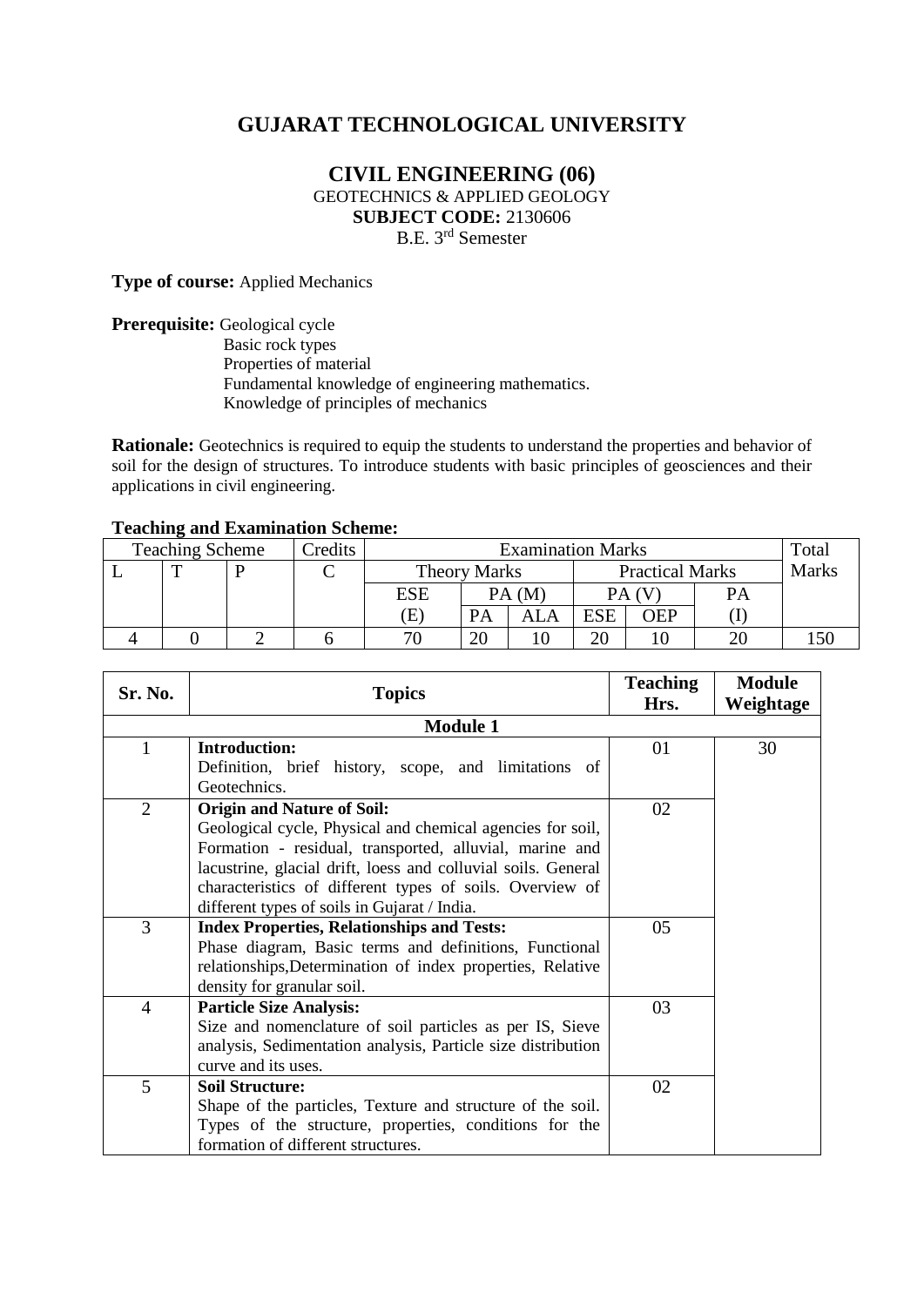# GUJARAT TECHNOLOGICAL UNIVERSITY

## CIVIL ENGINEERING (06)

GEOTECHNICS & APPLIED GEOLOGY

**SUBJECT CODE:** 2130606

B.E. 3rd Semester

**Type of course:** Applied Mechanics

**Prerequisite:** Geological cycle
Basic rock types
Properties of material
Fundamental knowledge of engineering mathematics.
Knowledge of principles of mechanics

**Rationale:** Geotechnics is required to equip the students to understand the properties and behavior of soil for the design of structures. To introduce students with basic principles of geosciences and their applications in civil engineering.

**Teaching and Examination Scheme:**

| Teaching Scheme | | | Credits | Examination Marks | | | | | | Total Marks |
|---|---|---|---|---|---|---|---|---|---|---|
| L | T | P | C | Theory Marks | | | Practical Marks | | | |
| | | | | ESE | PA (M) | | PA (V) | | PA | |
| | | | | (E) | PA | ALA | ESE | OEP | (I) | |
| 4 | 0 | 2 | 6 | 70 | 20 | 10 | 20 | 10 | 20 | 150 |

| Sr. No. | Topics | Teaching Hrs. | Module Weightage |
|---|---|---|---|
| | **Module 1** | | |
| 1 | **Introduction:** Definition, brief history, scope, and limitations of Geotechnics. | 01 | 30 |
| 2 | **Origin and Nature of Soil:** Geological cycle, Physical and chemical agencies for soil, Formation - residual, transported, alluvial, marine and lacustrine, glacial drift, loess and colluvial soils. General characteristics of different types of soils. Overview of different types of soils in Gujarat / India. | 02 | |
| 3 | **Index Properties, Relationships and Tests:** Phase diagram, Basic terms and definitions, Functional relationships,Determination of index properties, Relative density for granular soil. | 05 | |
| 4 | **Particle Size Analysis:** Size and nomenclature of soil particles as per IS, Sieve analysis, Sedimentation analysis, Particle size distribution curve and its uses. | 03 | |
| 5 | **Soil Structure:** Shape of the particles, Texture and structure of the soil. Types of the structure, properties, conditions for the formation of different structures. | 02 | |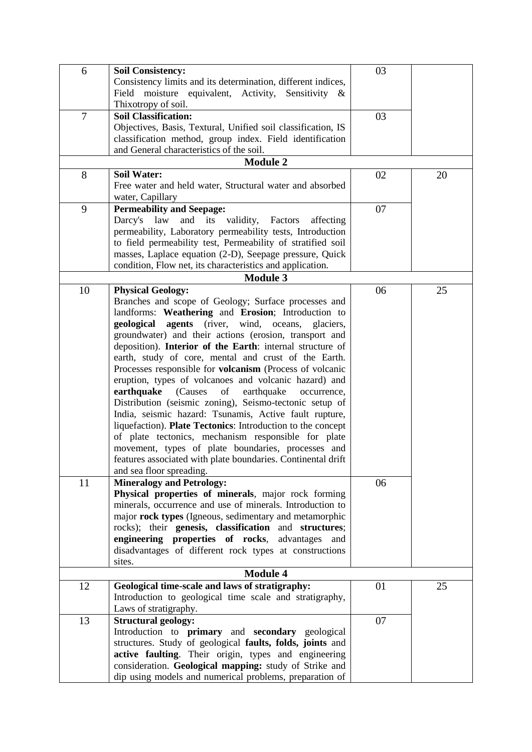| | | | |
|---|---|---|---|
| 6 | **Soil Consistency:** Consistency limits and its determination, different indices, Field moisture equivalent, Activity, Sensitivity & Thixotropy of soil. | 03 | |
| 7 | **Soil Classification:** Objectives, Basis, Textural, Unified soil classification, IS classification method, group index. Field identification and General characteristics of the soil. | 03 | |
| | **Module 2** | | |
| 8 | **Soil Water:** Free water and held water, Structural water and absorbed water, Capillary | 02 | 20 |
| 9 | **Permeability and Seepage:** Darcy's law and its validity, Factors affecting permeability, Laboratory permeability tests, Introduction to field permeability test, Permeability of stratified soil masses, Laplace equation (2-D), Seepage pressure, Quick condition, Flow net, its characteristics and application. | 07 | |
| | **Module 3** | | |
| 10 | **Physical Geology:** Branches and scope of Geology; Surface processes and landforms: **Weathering** and **Erosion**; Introduction to **geological agents** (river, wind, oceans, glaciers, groundwater) and their actions (erosion, transport and deposition). **Interior of the Earth**: internal structure of earth, study of core, mental and crust of the Earth. Processes responsible for **volcanism** (Process of volcanic eruption, types of volcanoes and volcanic hazard) and **earthquake** (Causes of earthquake occurrence, Distribution (seismic zoning), Seismo-tectonic setup of India, seismic hazard: Tsunamis, Active fault rupture, liquefaction). **Plate Tectonics**: Introduction to the concept of plate tectonics, mechanism responsible for plate movement, types of plate boundaries, processes and features associated with plate boundaries. Continental drift and sea floor spreading. | 06 | 25 |
| 11 | **Mineralogy and Petrology:** **Physical properties of minerals**, major rock forming minerals, occurrence and use of minerals. Introduction to major **rock types** (Igneous, sedimentary and metamorphic rocks); their **genesis, classification** and **structures**; **engineering properties of rocks**, advantages and disadvantages of different rock types at constructions sites. | 06 | |
| | **Module 4** | | |
| 12 | **Geological time-scale and laws of stratigraphy:** Introduction to geological time scale and stratigraphy, Laws of stratigraphy. | 01 | 25 |
| 13 | **Structural geology:** Introduction to **primary** and **secondary** geological structures. Study of geological **faults, folds, joints** and **active faulting**. Their origin, types and engineering consideration. **Geological mapping:** study of Strike and dip using models and numerical problems, preparation of | 07 | |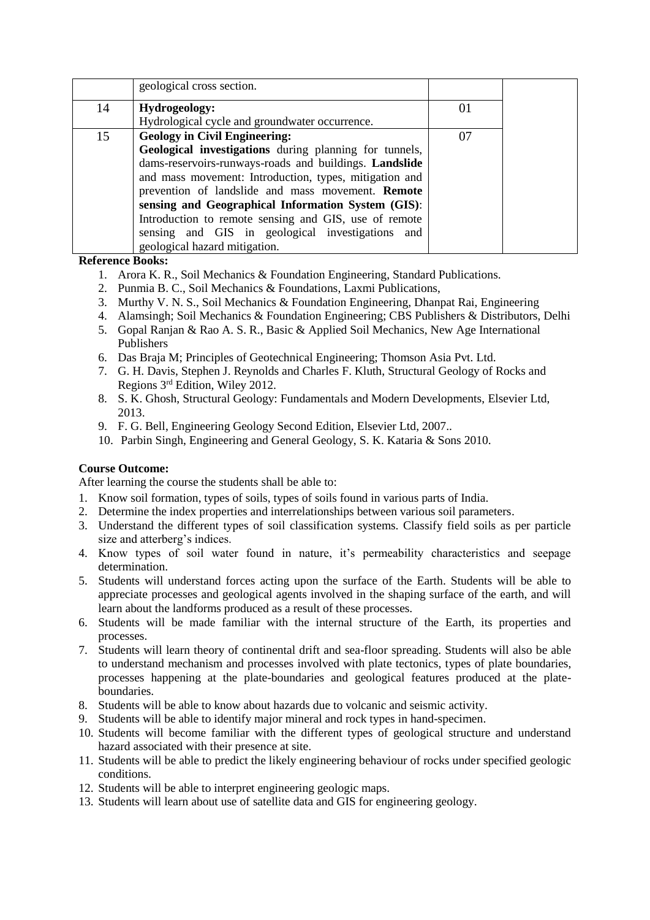|  |  |  |  |
|---|---|---|---|
|  | geological cross section. |  |  |
| 14 | **Hydrogeology:**<br>Hydrological cycle and groundwater occurrence. | 01 |  |
| 15 | **Geology in Civil Engineering:**<br>**Geological investigations** during planning for tunnels, dams-reservoirs-runways-roads and buildings. **Landslide** and mass movement: Introduction, types, mitigation and prevention of landslide and mass movement. **Remote sensing and Geographical Information System (GIS)**: Introduction to remote sensing and GIS, use of remote sensing and GIS in geological investigations and geological hazard mitigation. | 07 |  |

**Reference Books:**

1. Arora K. R., Soil Mechanics & Foundation Engineering, Standard Publications.
2. Punmia B. C., Soil Mechanics & Foundations, Laxmi Publications,
3. Murthy V. N. S., Soil Mechanics & Foundation Engineering, Dhanpat Rai, Engineering
4. Alamsingh; Soil Mechanics & Foundation Engineering; CBS Publishers & Distributors, Delhi
5. Gopal Ranjan & Rao A. S. R., Basic & Applied Soil Mechanics, New Age International Publishers
6. Das Braja M; Principles of Geotechnical Engineering; Thomson Asia Pvt. Ltd.
7. G. H. Davis, Stephen J. Reynolds and Charles F. Kluth, Structural Geology of Rocks and Regions 3rd Edition, Wiley 2012.
8. S. K. Ghosh, Structural Geology: Fundamentals and Modern Developments, Elsevier Ltd, 2013.
9. F. G. Bell, Engineering Geology Second Edition, Elsevier Ltd, 2007..
10. Parbin Singh, Engineering and General Geology, S. K. Kataria & Sons 2010.

**Course Outcome:**

After learning the course the students shall be able to:

1. Know soil formation, types of soils, types of soils found in various parts of India.
2. Determine the index properties and interrelationships between various soil parameters.
3. Understand the different types of soil classification systems. Classify field soils as per particle size and atterberg's indices.
4. Know types of soil water found in nature, it's permeability characteristics and seepage determination.
5. Students will understand forces acting upon the surface of the Earth. Students will be able to appreciate processes and geological agents involved in the shaping surface of the earth, and will learn about the landforms produced as a result of these processes.
6. Students will be made familiar with the internal structure of the Earth, its properties and processes.
7. Students will learn theory of continental drift and sea-floor spreading. Students will also be able to understand mechanism and processes involved with plate tectonics, types of plate boundaries, processes happening at the plate-boundaries and geological features produced at the plate-boundaries.
8. Students will be able to know about hazards due to volcanic and seismic activity.
9. Students will be able to identify major mineral and rock types in hand-specimen.
10. Students will become familiar with the different types of geological structure and understand hazard associated with their presence at site.
11. Students will be able to predict the likely engineering behaviour of rocks under specified geologic conditions.
12. Students will be able to interpret engineering geologic maps.
13. Students will learn about use of satellite data and GIS for engineering geology.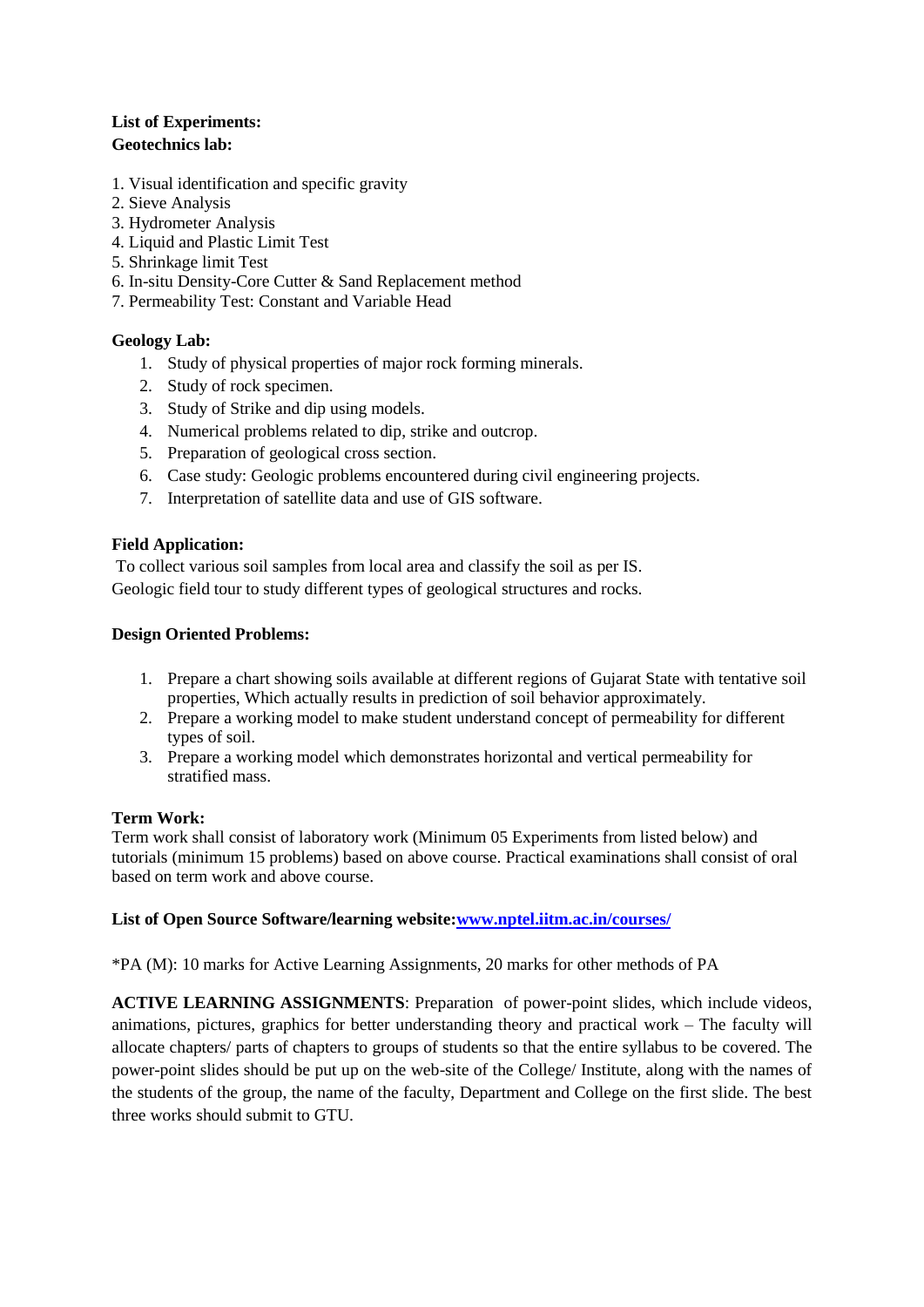**List of Experiments:**
**Geotechnics lab:**

1. Visual identification and specific gravity
2. Sieve Analysis
3. Hydrometer Analysis
4. Liquid and Plastic Limit Test
5. Shrinkage limit Test
6. In-situ Density-Core Cutter & Sand Replacement method
7. Permeability Test: Constant and Variable Head

**Geology Lab:**

1. Study of physical properties of major rock forming minerals.
2. Study of rock specimen.
3. Study of Strike and dip using models.
4. Numerical problems related to dip, strike and outcrop.
5. Preparation of geological cross section.
6. Case study: Geologic problems encountered during civil engineering projects.
7. Interpretation of satellite data and use of GIS software.

**Field Application:**

To collect various soil samples from local area and classify the soil as per IS.
Geologic field tour to study different types of geological structures and rocks.

**Design Oriented Problems:**

1. Prepare a chart showing soils available at different regions of Gujarat State with tentative soil properties, Which actually results in prediction of soil behavior approximately.
2. Prepare a working model to make student understand concept of permeability for different types of soil.
3. Prepare a working model which demonstrates horizontal and vertical permeability for stratified mass.

**Term Work:**

Term work shall consist of laboratory work (Minimum 05 Experiments from listed below) and tutorials (minimum 15 problems) based on above course. Practical examinations shall consist of oral based on term work and above course.

**List of Open Source Software/learning website:** [www.nptel.iitm.ac.in/courses/](www.nptel.iitm.ac.in/courses/)

*PA (M): 10 marks for Active Learning Assignments, 20 marks for other methods of PA

**ACTIVE LEARNING ASSIGNMENTS**: Preparation of power-point slides, which include videos, animations, pictures, graphics for better understanding theory and practical work – The faculty will allocate chapters/ parts of chapters to groups of students so that the entire syllabus to be covered. The power-point slides should be put up on the web-site of the College/ Institute, along with the names of the students of the group, the name of the faculty, Department and College on the first slide. The best three works should submit to GTU.